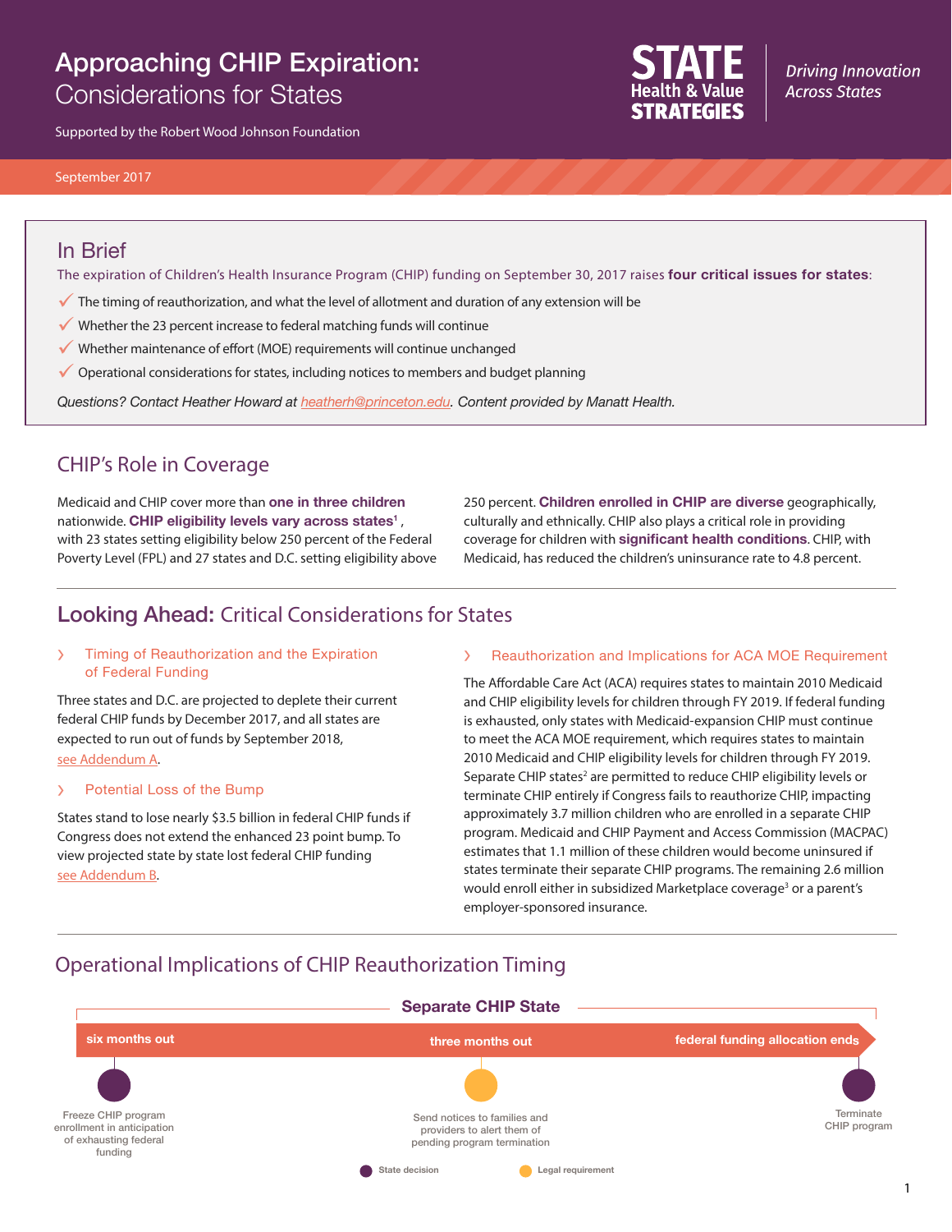# Approaching CHIP Expiration: Considerations for States

Supported by the Robert Wood Johnson Foundation

STATE Health & Value STRATEGIES — *Driving Innovation Across States*

September 2017

## In Brief

The expiration of Children's Health Insurance Program (CHIP) funding on September 30, 2017 raises **four critical issues for states**:

- ✓ The timing of reauthorization, and what the level of allotment and duration of any extension will be
- ✓ Whether the 23 percent increase to federal matching funds will continue
- ✓ Whether maintenance of effort (MOE) requirements will continue unchanged
- ✓ Operational considerations for states, including notices to members and budget planning

*Questions? Contact Heather Howard at heatherh@princeton.edu. Content provided by Manatt Health.*

## CHIP's Role in Coverage

Medicaid and CHIP cover more than **one in three children** nationwide. **CHIP eligibility levels vary across states**[1], with 23 states setting eligibility below 250 percent of the Federal Poverty Level (FPL) and 27 states and D.C. setting eligibility above 250 percent. **Children enrolled in CHIP are diverse** geographically, culturally and ethnically. CHIP also plays a critical role in providing coverage for children with **significant health conditions**. CHIP, with Medicaid, has reduced the children's uninsurance rate to 4.8 percent.

## Looking Ahead: Critical Considerations for States

### Timing of Reauthorization and the Expiration of Federal Funding

Three states and D.C. are projected to deplete their current federal CHIP funds by December 2017, and all states are expected to run out of funds by September 2018, see Addendum A.

### Potential Loss of the Bump

States stand to lose nearly $3.5 billion in federal CHIP funds if Congress does not extend the enhanced 23 point bump. To view projected state by state lost federal CHIP funding see Addendum B.

### Reauthorization and Implications for ACA MOE Requirement

The Affordable Care Act (ACA) requires states to maintain 2010 Medicaid and CHIP eligibility levels for children through FY 2019. If federal funding is exhausted, only states with Medicaid-expansion CHIP must continue to meet the ACA MOE requirement, which requires states to maintain 2010 Medicaid and CHIP eligibility levels for children through FY 2019. Separate CHIP states[2] are permitted to reduce CHIP eligibility levels or terminate CHIP entirely if Congress fails to reauthorize CHIP, impacting approximately 3.7 million children who are enrolled in a separate CHIP program. Medicaid and CHIP Payment and Access Commission (MACPAC) estimates that 1.1 million of these children would become uninsured if states terminate their separate CHIP programs. The remaining 2.6 million would enroll either in subsidized Marketplace coverage[3] or a parent's employer-sponsored insurance.

## Operational Implications of CHIP Reauthorization Timing

**Separate CHIP State**

- **six months out** — Freeze CHIP program enrollment in anticipation of exhausting federal funding (State decision)
- **three months out** — Send notices to families and providers to alert them of pending program termination (Legal requirement)
- **federal funding allocation ends** — Terminate CHIP program (State decision)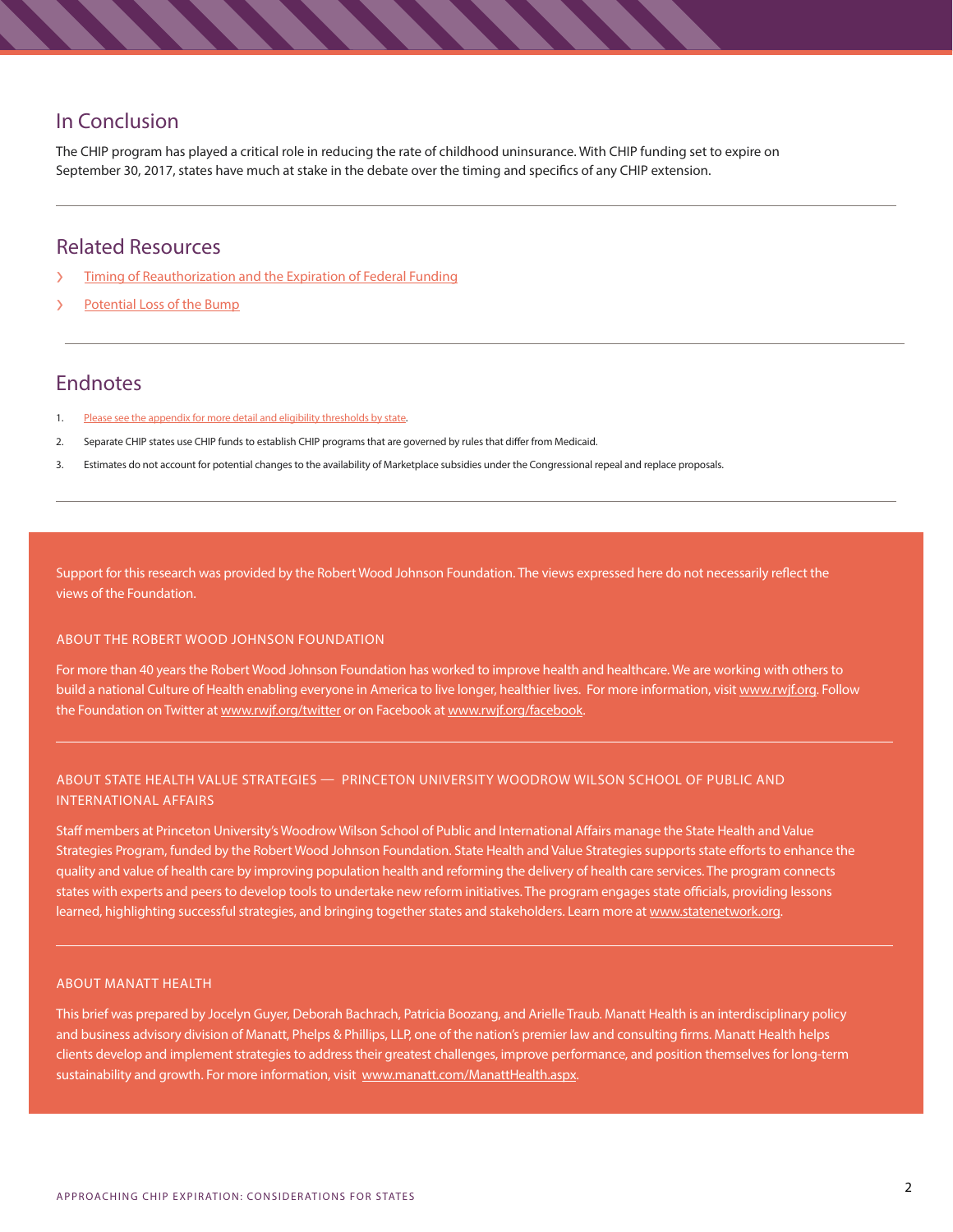## In Conclusion

The CHIP program has played a critical role in reducing the rate of childhood uninsurance. With CHIP funding set to expire on September 30, 2017, states have much at stake in the debate over the timing and specifics of any CHIP extension.

---

## Related Resources

- Timing of Reauthorization and the Expiration of Federal Funding
- Potential Loss of the Bump

---

## Endnotes

1. Please see the appendix for more detail and eligibility thresholds by state.
2. Separate CHIP states use CHIP funds to establish CHIP programs that are governed by rules that differ from Medicaid.
3. Estimates do not account for potential changes to the availability of Marketplace subsidies under the Congressional repeal and replace proposals.

---

Support for this research was provided by the Robert Wood Johnson Foundation. The views expressed here do not necessarily reflect the views of the Foundation.

### ABOUT THE ROBERT WOOD JOHNSON FOUNDATION

For more than 40 years the Robert Wood Johnson Foundation has worked to improve health and healthcare. We are working with others to build a national Culture of Health enabling everyone in America to live longer, healthier lives. For more information, visit www.rwjf.org. Follow the Foundation on Twitter at www.rwjf.org/twitter or on Facebook at www.rwjf.org/facebook.

### ABOUT STATE HEALTH VALUE STRATEGIES — PRINCETON UNIVERSITY WOODROW WILSON SCHOOL OF PUBLIC AND INTERNATIONAL AFFAIRS

Staff members at Princeton University's Woodrow Wilson School of Public and International Affairs manage the State Health and Value Strategies Program, funded by the Robert Wood Johnson Foundation. State Health and Value Strategies supports state efforts to enhance the quality and value of health care by improving population health and reforming the delivery of health care services. The program connects states with experts and peers to develop tools to undertake new reform initiatives. The program engages state officials, providing lessons learned, highlighting successful strategies, and bringing together states and stakeholders. Learn more at www.statenetwork.org.

### ABOUT MANATT HEALTH

This brief was prepared by Jocelyn Guyer, Deborah Bachrach, Patricia Boozang, and Arielle Traub. Manatt Health is an interdisciplinary policy and business advisory division of Manatt, Phelps & Phillips, LLP, one of the nation's premier law and consulting firms. Manatt Health helps clients develop and implement strategies to address their greatest challenges, improve performance, and position themselves for long-term sustainability and growth. For more information, visit www.manatt.com/ManattHealth.aspx.